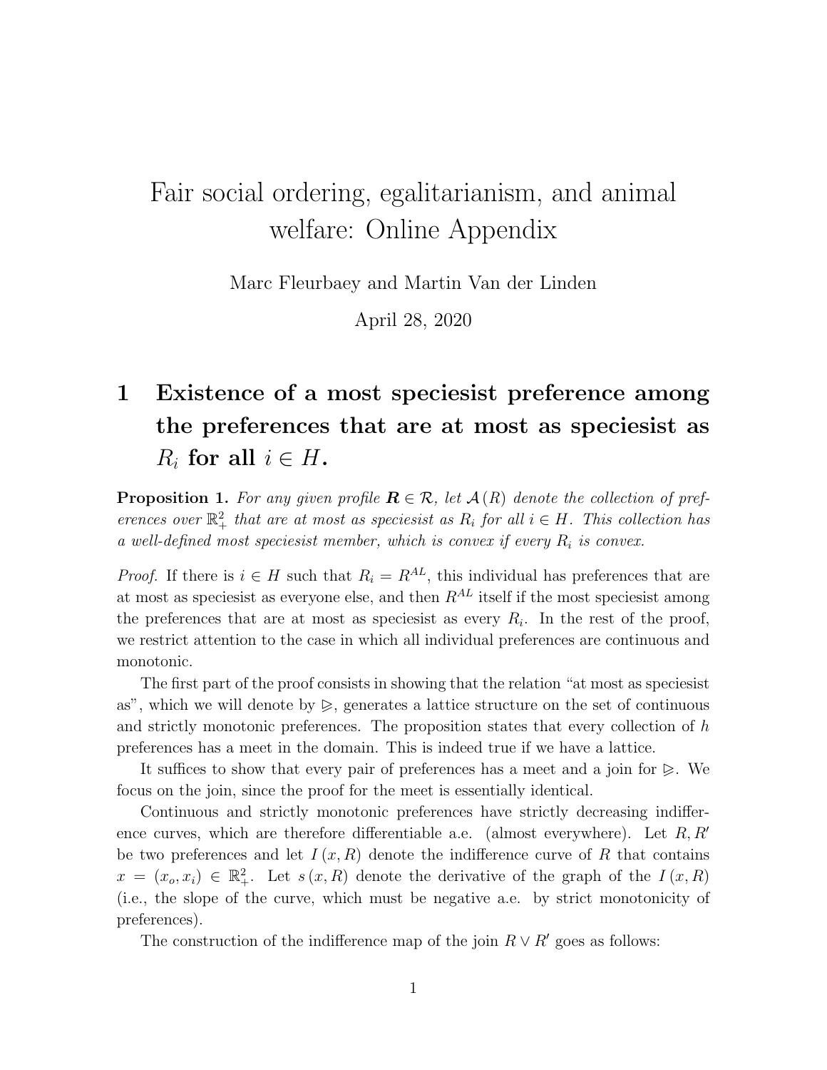# Fair social ordering, egalitarianism, and animal welfare: Online Appendix

Marc Fleurbaey and Martin Van der Linden

April 28, 2020

## 1 Existence of a most speciesist preference among the preferences that are at most as speciesist as $R_i$ for all $i \in H$.

**Proposition 1.** *For any given profile $\boldsymbol{R} \in \mathcal{R}$, let $\mathcal{A}(R)$ denote the collection of preferences over $\mathbb{R}^2_+$ that are at most as speciesist as $R_i$ for all $i \in H$. This collection has a well-defined most speciesist member, which is convex if every $R_i$ is convex.*

*Proof.* If there is $i \in H$ such that $R_i = R^{AL}$, this individual has preferences that are at most as speciesist as everyone else, and then $R^{AL}$ itself if the most speciesist among the preferences that are at most as speciesist as every $R_i$. In the rest of the proof, we restrict attention to the case in which all individual preferences are continuous and monotonic.

The first part of the proof consists in showing that the relation "at most as speciesist as", which we will denote by $\trianglerighteq$, generates a lattice structure on the set of continuous and strictly monotonic preferences. The proposition states that every collection of $h$ preferences has a meet in the domain. This is indeed true if we have a lattice.

It suffices to show that every pair of preferences has a meet and a join for $\trianglerighteq$. We focus on the join, since the proof for the meet is essentially identical.

Continuous and strictly monotonic preferences have strictly decreasing indifference curves, which are therefore differentiable a.e. (almost everywhere). Let $R, R'$ be two preferences and let $I(x, R)$ denote the indifference curve of $R$ that contains $x = (x_o, x_i) \in \mathbb{R}^2_+$. Let $s(x, R)$ denote the derivative of the graph of the $I(x, R)$ (i.e., the slope of the curve, which must be negative a.e. by strict monotonicity of preferences).

The construction of the indifference map of the join $R \vee R'$ goes as follows: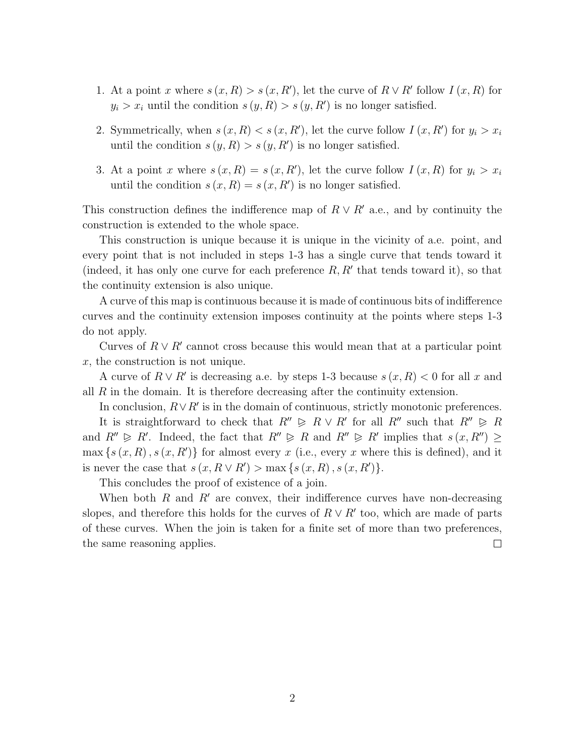1. At a point $x$ where $s(x, R) > s(x, R')$, let the curve of $R \vee R'$ follow $I(x, R)$ for $y_i > x_i$ until the condition $s(y, R) > s(y, R')$ is no longer satisfied.
2. Symmetrically, when $s(x, R) < s(x, R')$, let the curve follow $I(x, R')$ for $y_i > x_i$ until the condition $s(y, R) > s(y, R')$ is no longer satisfied.
3. At a point $x$ where $s(x, R) = s(x, R')$, let the curve follow $I(x, R)$ for $y_i > x_i$ until the condition $s(x, R) = s(x, R')$ is no longer satisfied.

This construction defines the indifference map of $R \vee R'$ a.e., and by continuity the construction is extended to the whole space.

This construction is unique because it is unique in the vicinity of a.e. point, and every point that is not included in steps 1-3 has a single curve that tends toward it (indeed, it has only one curve for each preference $R, R'$ that tends toward it), so that the continuity extension is also unique.

A curve of this map is continuous because it is made of continuous bits of indifference curves and the continuity extension imposes continuity at the points where steps 1-3 do not apply.

Curves of $R \vee R'$ cannot cross because this would mean that at a particular point $x$, the construction is not unique.

A curve of $R \vee R'$ is decreasing a.e. by steps 1-3 because $s(x, R) < 0$ for all $x$ and all $R$ in the domain. It is therefore decreasing after the continuity extension.

In conclusion, $R \vee R'$ is in the domain of continuous, strictly monotonic preferences.

It is straightforward to check that $R'' \trianglerighteq R \vee R'$ for all $R''$ such that $R'' \trianglerighteq R$ and $R'' \trianglerighteq R'$. Indeed, the fact that $R'' \trianglerighteq R$ and $R'' \trianglerighteq R'$ implies that $s(x, R'') \geq \max\{s(x, R), s(x, R')\}$ for almost every $x$ (i.e., every $x$ where this is defined), and it is never the case that $s(x, R \vee R') > \max\{s(x, R), s(x, R')\}$.

This concludes the proof of existence of a join.

When both $R$ and $R'$ are convex, their indifference curves have non-decreasing slopes, and therefore this holds for the curves of $R \vee R'$ too, which are made of parts of these curves. When the join is taken for a finite set of more than two preferences, the same reasoning applies. □